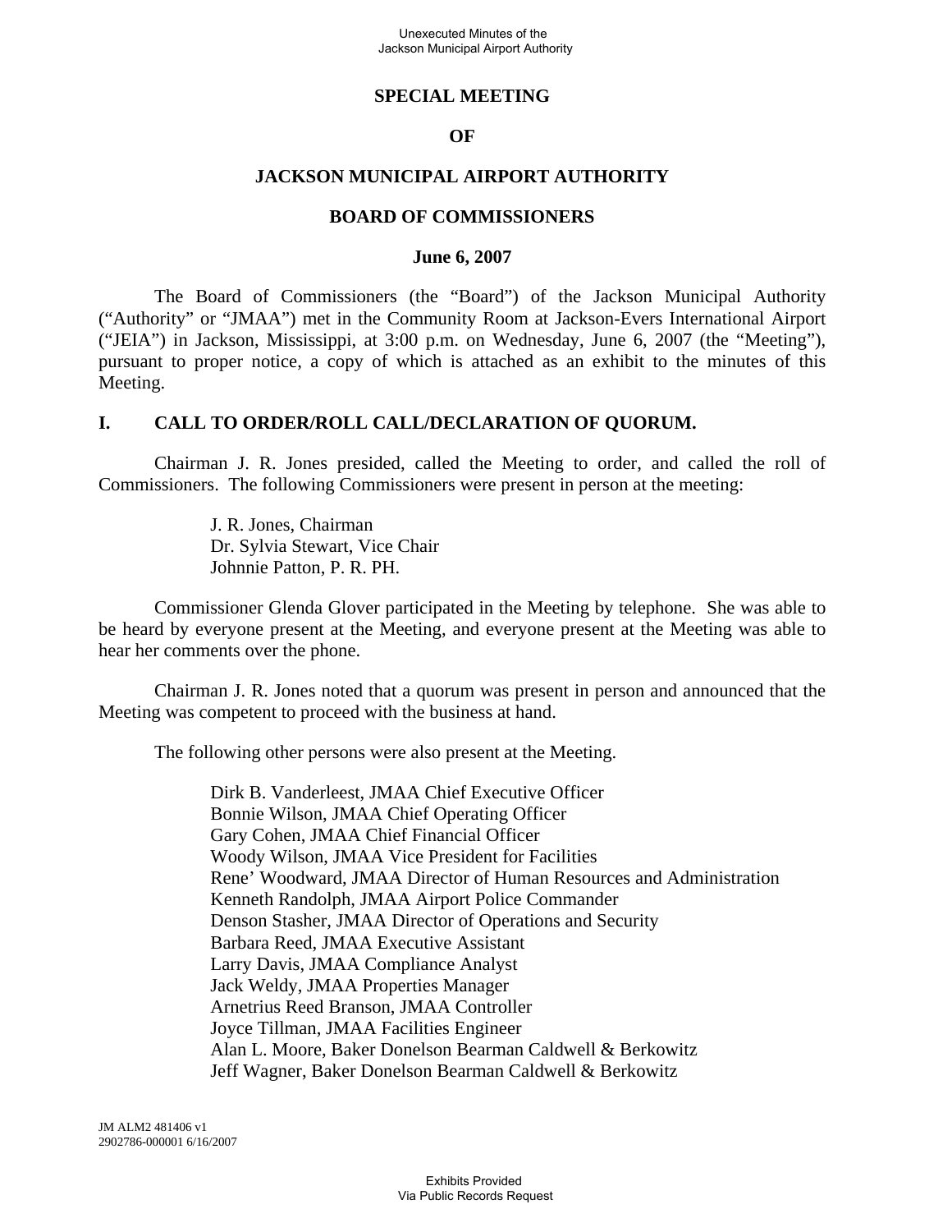# SPECIAL MEETING

# OF

# JACKSON MUNICIPAL AIRPORT AUTHORITY

# BOARD OF COMMISSIONERS

**June 6, 2007**

The Board of Commissioners (the "Board") of the Jackson Municipal Authority ("Authority" or "JMAA") met in the Community Room at Jackson-Evers International Airport ("JEIA") in Jackson, Mississippi, at 3:00 p.m. on Wednesday, June 6, 2007 (the "Meeting"), pursuant to proper notice, a copy of which is attached as an exhibit to the minutes of this Meeting.

## I. CALL TO ORDER/ROLL CALL/DECLARATION OF QUORUM.

Chairman J. R. Jones presided, called the Meeting to order, and called the roll of Commissioners. The following Commissioners were present in person at the meeting:

J. R. Jones, Chairman
Dr. Sylvia Stewart, Vice Chair
Johnnie Patton, P. R. PH.

Commissioner Glenda Glover participated in the Meeting by telephone. She was able to be heard by everyone present at the Meeting, and everyone present at the Meeting was able to hear her comments over the phone.

Chairman J. R. Jones noted that a quorum was present in person and announced that the Meeting was competent to proceed with the business at hand.

The following other persons were also present at the Meeting.

Dirk B. Vanderleest, JMAA Chief Executive Officer
Bonnie Wilson, JMAA Chief Operating Officer
Gary Cohen, JMAA Chief Financial Officer
Woody Wilson, JMAA Vice President for Facilities
Rene' Woodward, JMAA Director of Human Resources and Administration
Kenneth Randolph, JMAA Airport Police Commander
Denson Stasher, JMAA Director of Operations and Security
Barbara Reed, JMAA Executive Assistant
Larry Davis, JMAA Compliance Analyst
Jack Weldy, JMAA Properties Manager
Arnetrius Reed Branson, JMAA Controller
Joyce Tillman, JMAA Facilities Engineer
Alan L. Moore, Baker Donelson Bearman Caldwell & Berkowitz
Jeff Wagner, Baker Donelson Bearman Caldwell & Berkowitz

JM ALM2 481406 v1
2902786-000001 6/16/2007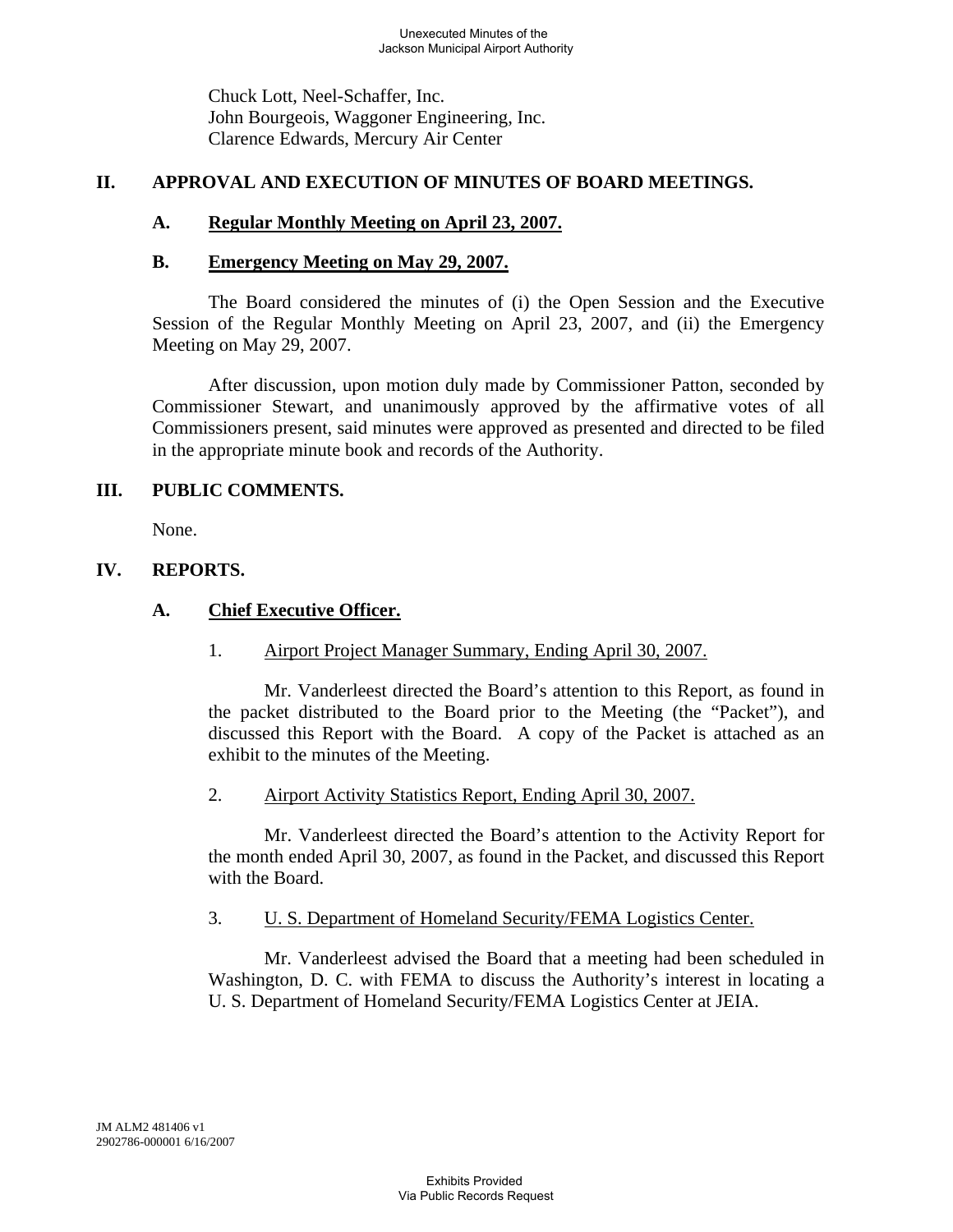Chuck Lott, Neel-Schaffer, Inc.
John Bourgeois, Waggoner Engineering, Inc.
Clarence Edwards, Mercury Air Center

## II. APPROVAL AND EXECUTION OF MINUTES OF BOARD MEETINGS.

### A. Regular Monthly Meeting on April 23, 2007.

### B. Emergency Meeting on May 29, 2007.

The Board considered the minutes of (i) the Open Session and the Executive Session of the Regular Monthly Meeting on April 23, 2007, and (ii) the Emergency Meeting on May 29, 2007.

After discussion, upon motion duly made by Commissioner Patton, seconded by Commissioner Stewart, and unanimously approved by the affirmative votes of all Commissioners present, said minutes were approved as presented and directed to be filed in the appropriate minute book and records of the Authority.

## III. PUBLIC COMMENTS.

None.

## IV. REPORTS.

### A. Chief Executive Officer.

1. Airport Project Manager Summary, Ending April 30, 2007.

Mr. Vanderleest directed the Board's attention to this Report, as found in the packet distributed to the Board prior to the Meeting (the "Packet"), and discussed this Report with the Board. A copy of the Packet is attached as an exhibit to the minutes of the Meeting.

2. Airport Activity Statistics Report, Ending April 30, 2007.

Mr. Vanderleest directed the Board's attention to the Activity Report for the month ended April 30, 2007, as found in the Packet, and discussed this Report with the Board.

3. U. S. Department of Homeland Security/FEMA Logistics Center.

Mr. Vanderleest advised the Board that a meeting had been scheduled in Washington, D. C. with FEMA to discuss the Authority's interest in locating a U. S. Department of Homeland Security/FEMA Logistics Center at JEIA.

JM ALM2 481406 v1
2902786-000001 6/16/2007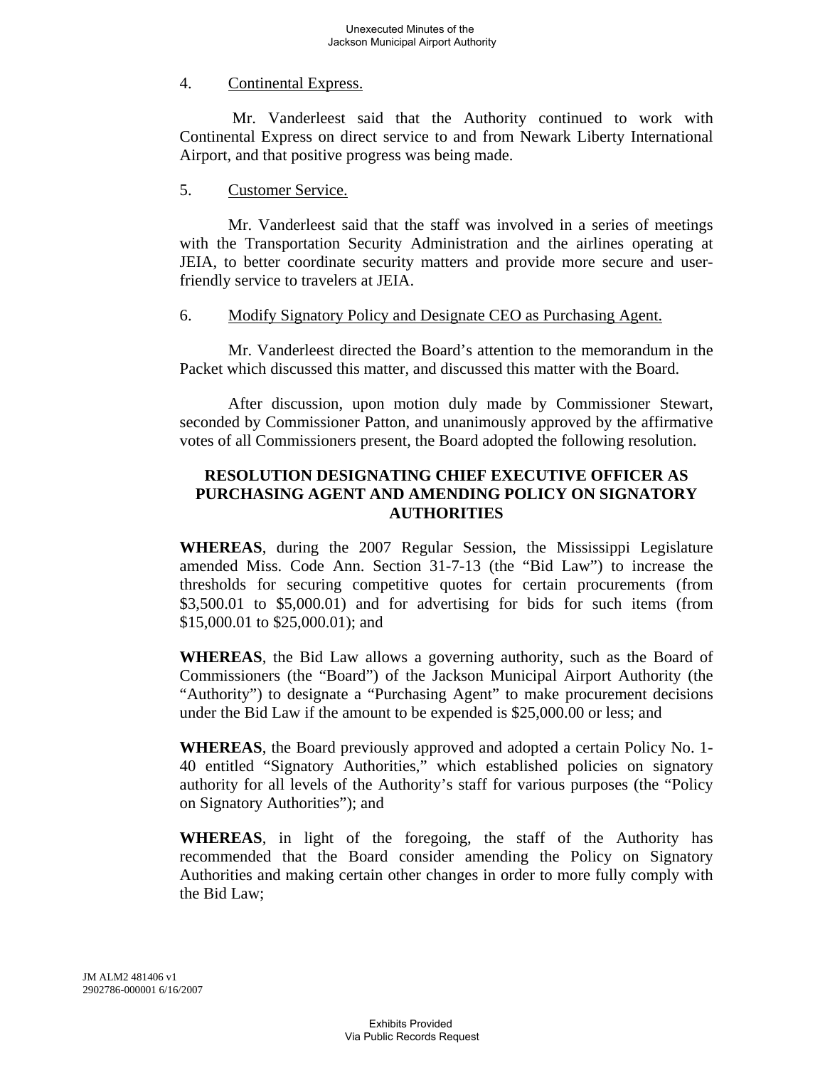4. Continental Express.

Mr. Vanderleest said that the Authority continued to work with Continental Express on direct service to and from Newark Liberty International Airport, and that positive progress was being made.

5. Customer Service.

Mr. Vanderleest said that the staff was involved in a series of meetings with the Transportation Security Administration and the airlines operating at JEIA, to better coordinate security matters and provide more secure and user-friendly service to travelers at JEIA.

6. Modify Signatory Policy and Designate CEO as Purchasing Agent.

Mr. Vanderleest directed the Board's attention to the memorandum in the Packet which discussed this matter, and discussed this matter with the Board.

After discussion, upon motion duly made by Commissioner Stewart, seconded by Commissioner Patton, and unanimously approved by the affirmative votes of all Commissioners present, the Board adopted the following resolution.

**RESOLUTION DESIGNATING CHIEF EXECUTIVE OFFICER AS PURCHASING AGENT AND AMENDING POLICY ON SIGNATORY AUTHORITIES**

**WHEREAS**, during the 2007 Regular Session, the Mississippi Legislature amended Miss. Code Ann. Section 31-7-13 (the "Bid Law") to increase the thresholds for securing competitive quotes for certain procurements (from \$3,500.01 to \$5,000.01) and for advertising for bids for such items (from \$15,000.01 to \$25,000.01); and

**WHEREAS**, the Bid Law allows a governing authority, such as the Board of Commissioners (the "Board") of the Jackson Municipal Airport Authority (the "Authority") to designate a "Purchasing Agent" to make procurement decisions under the Bid Law if the amount to be expended is \$25,000.00 or less; and

**WHEREAS**, the Board previously approved and adopted a certain Policy No. 1-40 entitled "Signatory Authorities," which established policies on signatory authority for all levels of the Authority's staff for various purposes (the "Policy on Signatory Authorities"); and

**WHEREAS**, in light of the foregoing, the staff of the Authority has recommended that the Board consider amending the Policy on Signatory Authorities and making certain other changes in order to more fully comply with the Bid Law;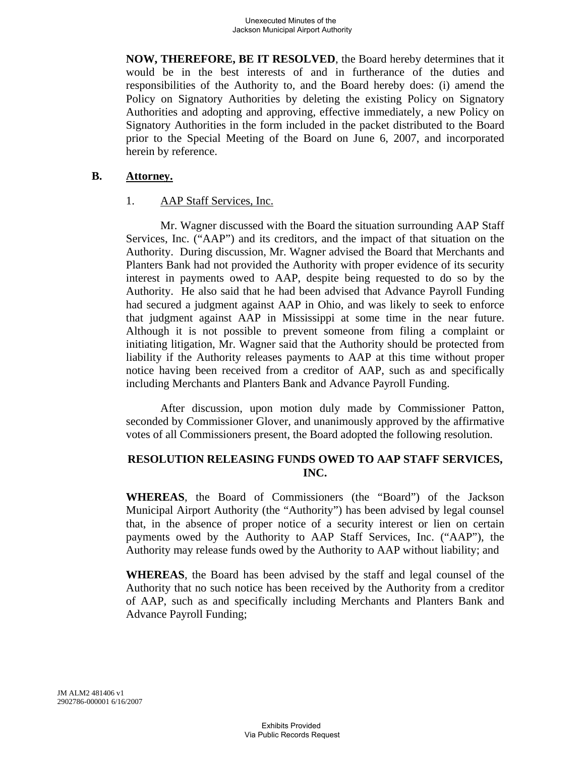**NOW, THEREFORE, BE IT RESOLVED**, the Board hereby determines that it would be in the best interests of and in furtherance of the duties and responsibilities of the Authority to, and the Board hereby does: (i) amend the Policy on Signatory Authorities by deleting the existing Policy on Signatory Authorities and adopting and approving, effective immediately, a new Policy on Signatory Authorities in the form included in the packet distributed to the Board prior to the Special Meeting of the Board on June 6, 2007, and incorporated herein by reference.

## B. Attorney.

### 1. AAP Staff Services, Inc.

Mr. Wagner discussed with the Board the situation surrounding AAP Staff Services, Inc. ("AAP") and its creditors, and the impact of that situation on the Authority. During discussion, Mr. Wagner advised the Board that Merchants and Planters Bank had not provided the Authority with proper evidence of its security interest in payments owed to AAP, despite being requested to do so by the Authority. He also said that he had been advised that Advance Payroll Funding had secured a judgment against AAP in Ohio, and was likely to seek to enforce that judgment against AAP in Mississippi at some time in the near future. Although it is not possible to prevent someone from filing a complaint or initiating litigation, Mr. Wagner said that the Authority should be protected from liability if the Authority releases payments to AAP at this time without proper notice having been received from a creditor of AAP, such as and specifically including Merchants and Planters Bank and Advance Payroll Funding.

After discussion, upon motion duly made by Commissioner Patton, seconded by Commissioner Glover, and unanimously approved by the affirmative votes of all Commissioners present, the Board adopted the following resolution.

**RESOLUTION RELEASING FUNDS OWED TO AAP STAFF SERVICES, INC.**

**WHEREAS**, the Board of Commissioners (the "Board") of the Jackson Municipal Airport Authority (the "Authority") has been advised by legal counsel that, in the absence of proper notice of a security interest or lien on certain payments owed by the Authority to AAP Staff Services, Inc. ("AAP"), the Authority may release funds owed by the Authority to AAP without liability; and

**WHEREAS**, the Board has been advised by the staff and legal counsel of the Authority that no such notice has been received by the Authority from a creditor of AAP, such as and specifically including Merchants and Planters Bank and Advance Payroll Funding;

JM ALM2 481406 v1
2902786-000001 6/16/2007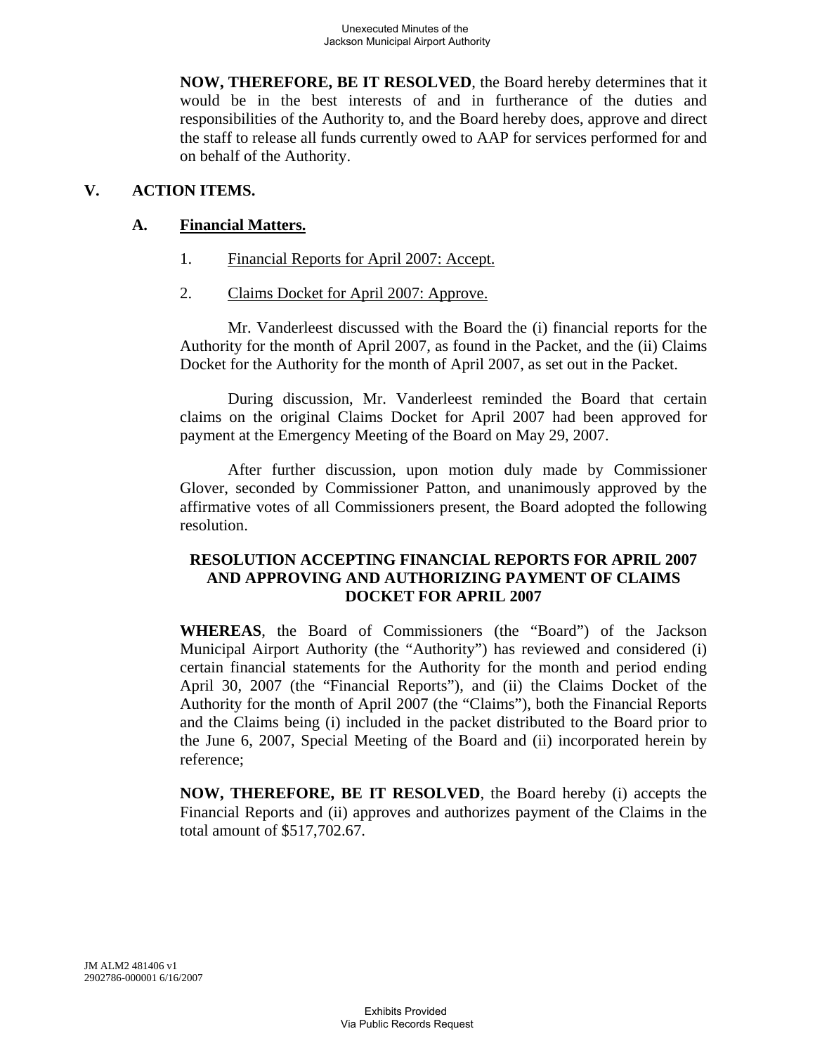**NOW, THEREFORE, BE IT RESOLVED**, the Board hereby determines that it would be in the best interests of and in furtherance of the duties and responsibilities of the Authority to, and the Board hereby does, approve and direct the staff to release all funds currently owed to AAP for services performed for and on behalf of the Authority.

## V. ACTION ITEMS.

### A. Financial Matters.

1. Financial Reports for April 2007: Accept.

2. Claims Docket for April 2007: Approve.

Mr. Vanderleest discussed with the Board the (i) financial reports for the Authority for the month of April 2007, as found in the Packet, and the (ii) Claims Docket for the Authority for the month of April 2007, as set out in the Packet.

During discussion, Mr. Vanderleest reminded the Board that certain claims on the original Claims Docket for April 2007 had been approved for payment at the Emergency Meeting of the Board on May 29, 2007.

After further discussion, upon motion duly made by Commissioner Glover, seconded by Commissioner Patton, and unanimously approved by the affirmative votes of all Commissioners present, the Board adopted the following resolution.

**RESOLUTION ACCEPTING FINANCIAL REPORTS FOR APRIL 2007 AND APPROVING AND AUTHORIZING PAYMENT OF CLAIMS DOCKET FOR APRIL 2007**

**WHEREAS**, the Board of Commissioners (the "Board") of the Jackson Municipal Airport Authority (the "Authority") has reviewed and considered (i) certain financial statements for the Authority for the month and period ending April 30, 2007 (the "Financial Reports"), and (ii) the Claims Docket of the Authority for the month of April 2007 (the "Claims"), both the Financial Reports and the Claims being (i) included in the packet distributed to the Board prior to the June 6, 2007, Special Meeting of the Board and (ii) incorporated herein by reference;

**NOW, THEREFORE, BE IT RESOLVED**, the Board hereby (i) accepts the Financial Reports and (ii) approves and authorizes payment of the Claims in the total amount of $517,702.67.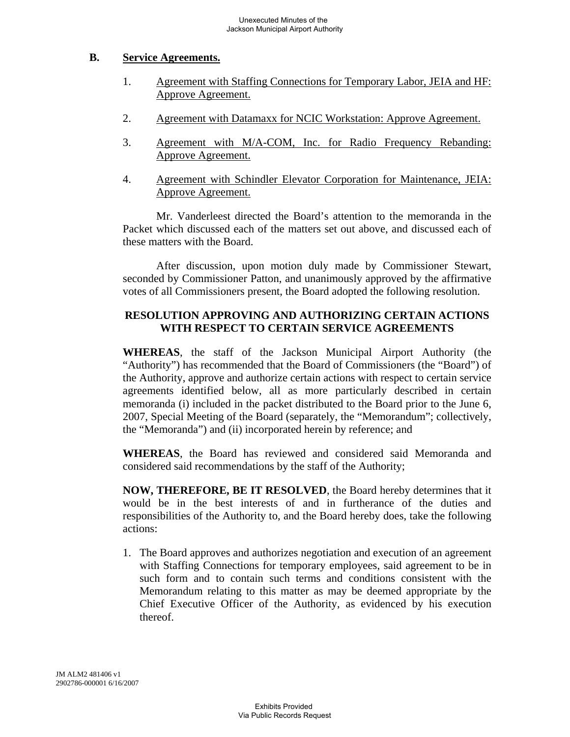**B. Service Agreements.**

1. Agreement with Staffing Connections for Temporary Labor, JEIA and HF: Approve Agreement.

2. Agreement with Datamaxx for NCIC Workstation: Approve Agreement.

3. Agreement with M/A-COM, Inc. for Radio Frequency Rebanding: Approve Agreement.

4. Agreement with Schindler Elevator Corporation for Maintenance, JEIA: Approve Agreement.

Mr. Vanderleest directed the Board's attention to the memoranda in the Packet which discussed each of the matters set out above, and discussed each of these matters with the Board.

After discussion, upon motion duly made by Commissioner Stewart, seconded by Commissioner Patton, and unanimously approved by the affirmative votes of all Commissioners present, the Board adopted the following resolution.

**RESOLUTION APPROVING AND AUTHORIZING CERTAIN ACTIONS WITH RESPECT TO CERTAIN SERVICE AGREEMENTS**

**WHEREAS**, the staff of the Jackson Municipal Airport Authority (the "Authority") has recommended that the Board of Commissioners (the "Board") of the Authority, approve and authorize certain actions with respect to certain service agreements identified below, all as more particularly described in certain memoranda (i) included in the packet distributed to the Board prior to the June 6, 2007, Special Meeting of the Board (separately, the "Memorandum"; collectively, the "Memoranda") and (ii) incorporated herein by reference; and

**WHEREAS**, the Board has reviewed and considered said Memoranda and considered said recommendations by the staff of the Authority;

**NOW, THEREFORE, BE IT RESOLVED**, the Board hereby determines that it would be in the best interests of and in furtherance of the duties and responsibilities of the Authority to, and the Board hereby does, take the following actions:

1. The Board approves and authorizes negotiation and execution of an agreement with Staffing Connections for temporary employees, said agreement to be in such form and to contain such terms and conditions consistent with the Memorandum relating to this matter as may be deemed appropriate by the Chief Executive Officer of the Authority, as evidenced by his execution thereof.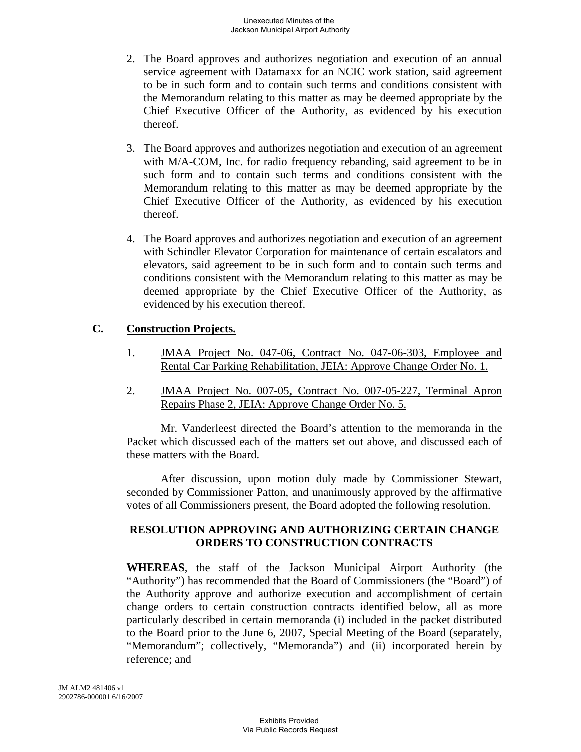2. The Board approves and authorizes negotiation and execution of an annual service agreement with Datamaxx for an NCIC work station, said agreement to be in such form and to contain such terms and conditions consistent with the Memorandum relating to this matter as may be deemed appropriate by the Chief Executive Officer of the Authority, as evidenced by his execution thereof.

3. The Board approves and authorizes negotiation and execution of an agreement with M/A-COM, Inc. for radio frequency rebanding, said agreement to be in such form and to contain such terms and conditions consistent with the Memorandum relating to this matter as may be deemed appropriate by the Chief Executive Officer of the Authority, as evidenced by his execution thereof.

4. The Board approves and authorizes negotiation and execution of an agreement with Schindler Elevator Corporation for maintenance of certain escalators and elevators, said agreement to be in such form and to contain such terms and conditions consistent with the Memorandum relating to this matter as may be deemed appropriate by the Chief Executive Officer of the Authority, as evidenced by his execution thereof.

**C. Construction Projects.**

1. JMAA Project No. 047-06, Contract No. 047-06-303, Employee and Rental Car Parking Rehabilitation, JEIA: Approve Change Order No. 1.

2. JMAA Project No. 007-05, Contract No. 007-05-227, Terminal Apron Repairs Phase 2, JEIA: Approve Change Order No. 5.

Mr. Vanderleest directed the Board's attention to the memoranda in the Packet which discussed each of the matters set out above, and discussed each of these matters with the Board.

After discussion, upon motion duly made by Commissioner Stewart, seconded by Commissioner Patton, and unanimously approved by the affirmative votes of all Commissioners present, the Board adopted the following resolution.

**RESOLUTION APPROVING AND AUTHORIZING CERTAIN CHANGE ORDERS TO CONSTRUCTION CONTRACTS**

**WHEREAS**, the staff of the Jackson Municipal Airport Authority (the "Authority") has recommended that the Board of Commissioners (the "Board") of the Authority approve and authorize execution and accomplishment of certain change orders to certain construction contracts identified below, all as more particularly described in certain memoranda (i) included in the packet distributed to the Board prior to the June 6, 2007, Special Meeting of the Board (separately, "Memorandum"; collectively, "Memoranda") and (ii) incorporated herein by reference; and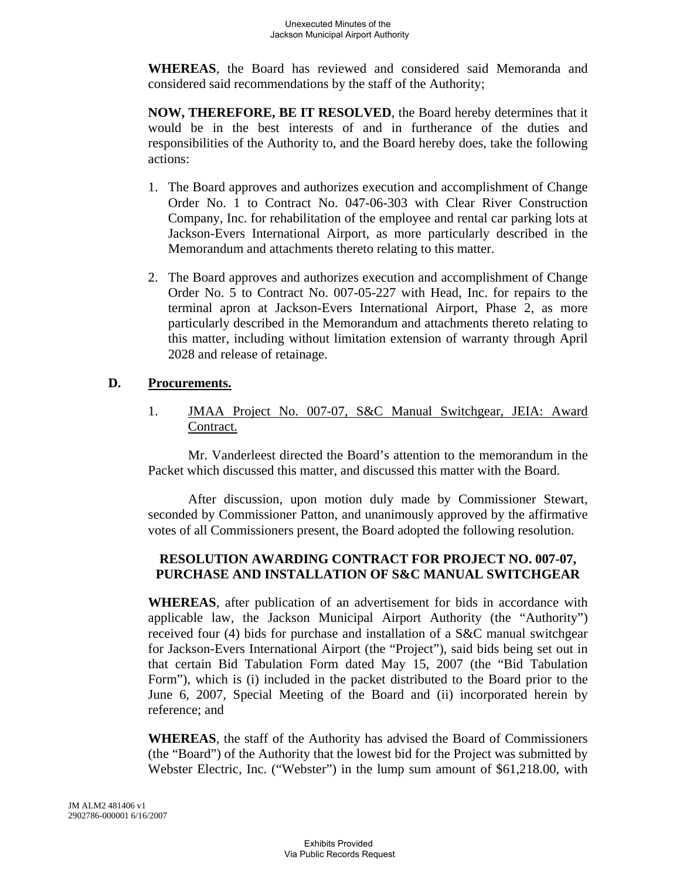**WHEREAS**, the Board has reviewed and considered said Memoranda and considered said recommendations by the staff of the Authority;

**NOW, THEREFORE, BE IT RESOLVED**, the Board hereby determines that it would be in the best interests of and in furtherance of the duties and responsibilities of the Authority to, and the Board hereby does, take the following actions:

1. The Board approves and authorizes execution and accomplishment of Change Order No. 1 to Contract No. 047-06-303 with Clear River Construction Company, Inc. for rehabilitation of the employee and rental car parking lots at Jackson-Evers International Airport, as more particularly described in the Memorandum and attachments thereto relating to this matter.

2. The Board approves and authorizes execution and accomplishment of Change Order No. 5 to Contract No. 007-05-227 with Head, Inc. for repairs to the terminal apron at Jackson-Evers International Airport, Phase 2, as more particularly described in the Memorandum and attachments thereto relating to this matter, including without limitation extension of warranty through April 2028 and release of retainage.

**D. Procurements.**

1. JMAA Project No. 007-07, S&C Manual Switchgear, JEIA: Award Contract.

Mr. Vanderleest directed the Board's attention to the memorandum in the Packet which discussed this matter, and discussed this matter with the Board.

After discussion, upon motion duly made by Commissioner Stewart, seconded by Commissioner Patton, and unanimously approved by the affirmative votes of all Commissioners present, the Board adopted the following resolution.

**RESOLUTION AWARDING CONTRACT FOR PROJECT NO. 007-07, PURCHASE AND INSTALLATION OF S&C MANUAL SWITCHGEAR**

**WHEREAS**, after publication of an advertisement for bids in accordance with applicable law, the Jackson Municipal Airport Authority (the "Authority") received four (4) bids for purchase and installation of a S&C manual switchgear for Jackson-Evers International Airport (the "Project"), said bids being set out in that certain Bid Tabulation Form dated May 15, 2007 (the "Bid Tabulation Form"), which is (i) included in the packet distributed to the Board prior to the June 6, 2007, Special Meeting of the Board and (ii) incorporated herein by reference; and

**WHEREAS**, the staff of the Authority has advised the Board of Commissioners (the "Board") of the Authority that the lowest bid for the Project was submitted by Webster Electric, Inc. ("Webster") in the lump sum amount of $61,218.00, with

JM ALM2 481406 v1
2902786-000001 6/16/2007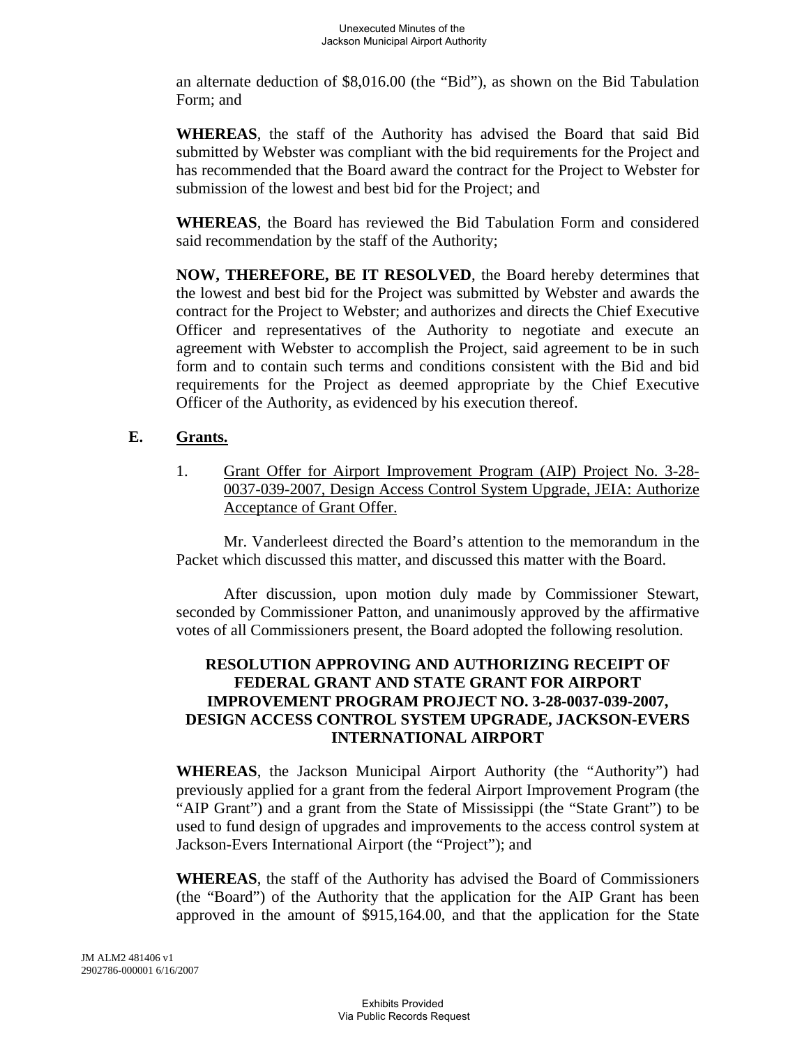an alternate deduction of $8,016.00 (the "Bid"), as shown on the Bid Tabulation Form; and

**WHEREAS**, the staff of the Authority has advised the Board that said Bid submitted by Webster was compliant with the bid requirements for the Project and has recommended that the Board award the contract for the Project to Webster for submission of the lowest and best bid for the Project; and

**WHEREAS**, the Board has reviewed the Bid Tabulation Form and considered said recommendation by the staff of the Authority;

**NOW, THEREFORE, BE IT RESOLVED**, the Board hereby determines that the lowest and best bid for the Project was submitted by Webster and awards the contract for the Project to Webster; and authorizes and directs the Chief Executive Officer and representatives of the Authority to negotiate and execute an agreement with Webster to accomplish the Project, said agreement to be in such form and to contain such terms and conditions consistent with the Bid and bid requirements for the Project as deemed appropriate by the Chief Executive Officer of the Authority, as evidenced by his execution thereof.

**E. Grants.**

1. Grant Offer for Airport Improvement Program (AIP) Project No. 3-28-0037-039-2007, Design Access Control System Upgrade, JEIA: Authorize Acceptance of Grant Offer.

Mr. Vanderleest directed the Board's attention to the memorandum in the Packet which discussed this matter, and discussed this matter with the Board.

After discussion, upon motion duly made by Commissioner Stewart, seconded by Commissioner Patton, and unanimously approved by the affirmative votes of all Commissioners present, the Board adopted the following resolution.

**RESOLUTION APPROVING AND AUTHORIZING RECEIPT OF FEDERAL GRANT AND STATE GRANT FOR AIRPORT IMPROVEMENT PROGRAM PROJECT NO. 3-28-0037-039-2007, DESIGN ACCESS CONTROL SYSTEM UPGRADE, JACKSON-EVERS INTERNATIONAL AIRPORT**

**WHEREAS**, the Jackson Municipal Airport Authority (the "Authority") had previously applied for a grant from the federal Airport Improvement Program (the "AIP Grant") and a grant from the State of Mississippi (the "State Grant") to be used to fund design of upgrades and improvements to the access control system at Jackson-Evers International Airport (the "Project"); and

**WHEREAS**, the staff of the Authority has advised the Board of Commissioners (the "Board") of the Authority that the application for the AIP Grant has been approved in the amount of $915,164.00, and that the application for the State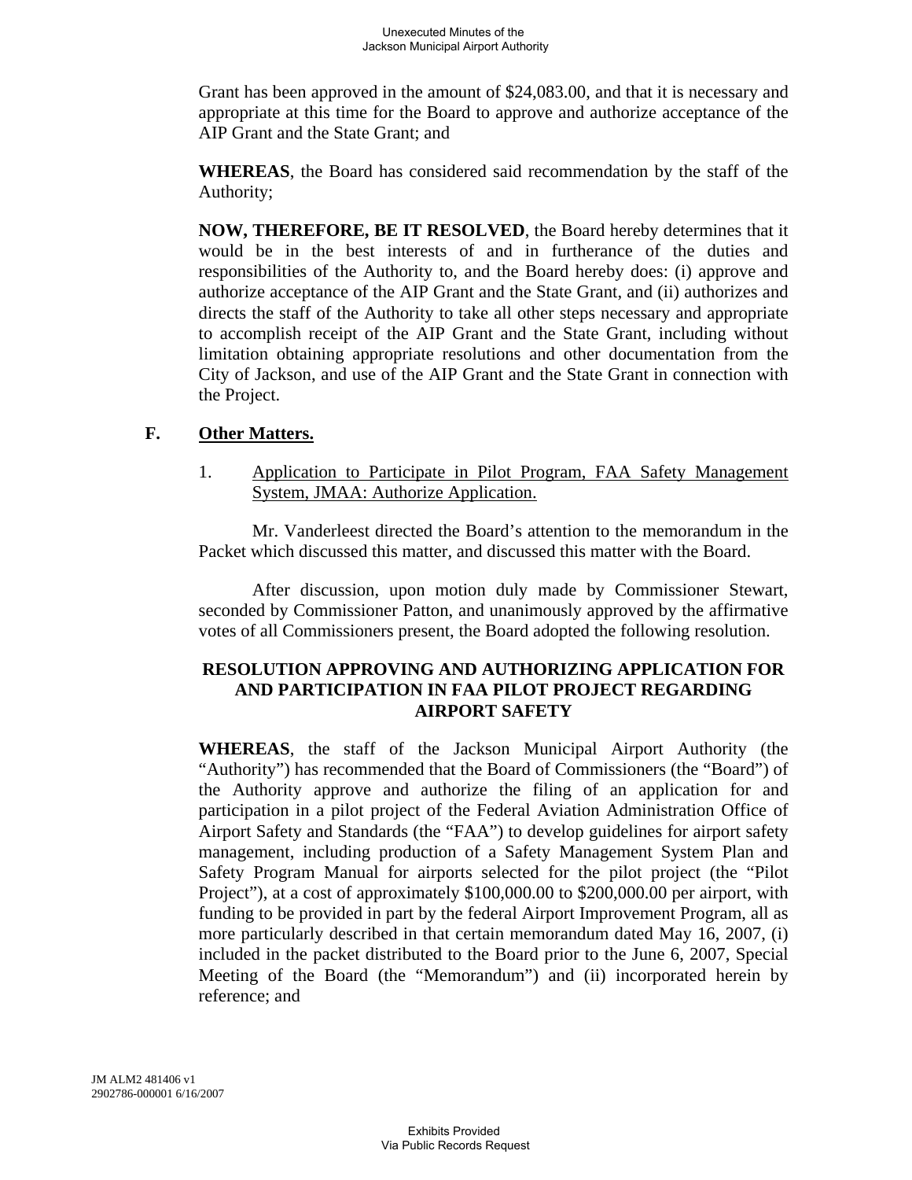Grant has been approved in the amount of $24,083.00, and that it is necessary and appropriate at this time for the Board to approve and authorize acceptance of the AIP Grant and the State Grant; and

**WHEREAS**, the Board has considered said recommendation by the staff of the Authority;

**NOW, THEREFORE, BE IT RESOLVED**, the Board hereby determines that it would be in the best interests of and in furtherance of the duties and responsibilities of the Authority to, and the Board hereby does: (i) approve and authorize acceptance of the AIP Grant and the State Grant, and (ii) authorizes and directs the staff of the Authority to take all other steps necessary and appropriate to accomplish receipt of the AIP Grant and the State Grant, including without limitation obtaining appropriate resolutions and other documentation from the City of Jackson, and use of the AIP Grant and the State Grant in connection with the Project.

## F. Other Matters.

1. Application to Participate in Pilot Program, FAA Safety Management System, JMAA: Authorize Application.

Mr. Vanderleest directed the Board's attention to the memorandum in the Packet which discussed this matter, and discussed this matter with the Board.

After discussion, upon motion duly made by Commissioner Stewart, seconded by Commissioner Patton, and unanimously approved by the affirmative votes of all Commissioners present, the Board adopted the following resolution.

### RESOLUTION APPROVING AND AUTHORIZING APPLICATION FOR AND PARTICIPATION IN FAA PILOT PROJECT REGARDING AIRPORT SAFETY

**WHEREAS**, the staff of the Jackson Municipal Airport Authority (the "Authority") has recommended that the Board of Commissioners (the "Board") of the Authority approve and authorize the filing of an application for and participation in a pilot project of the Federal Aviation Administration Office of Airport Safety and Standards (the "FAA") to develop guidelines for airport safety management, including production of a Safety Management System Plan and Safety Program Manual for airports selected for the pilot project (the "Pilot Project"), at a cost of approximately $100,000.00 to $200,000.00 per airport, with funding to be provided in part by the federal Airport Improvement Program, all as more particularly described in that certain memorandum dated May 16, 2007, (i) included in the packet distributed to the Board prior to the June 6, 2007, Special Meeting of the Board (the "Memorandum") and (ii) incorporated herein by reference; and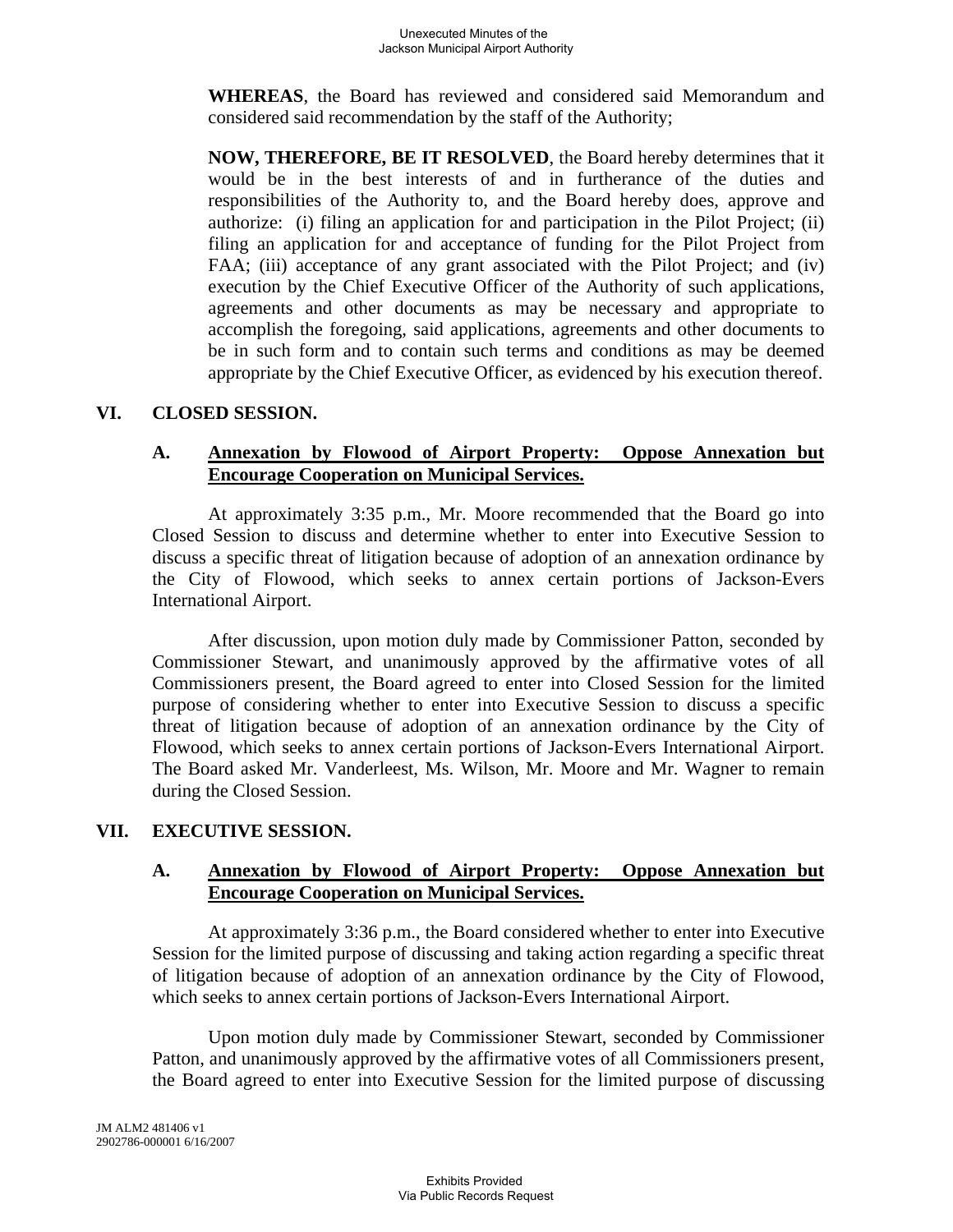**WHEREAS**, the Board has reviewed and considered said Memorandum and considered said recommendation by the staff of the Authority;

**NOW, THEREFORE, BE IT RESOLVED**, the Board hereby determines that it would be in the best interests of and in furtherance of the duties and responsibilities of the Authority to, and the Board hereby does, approve and authorize: (i) filing an application for and participation in the Pilot Project; (ii) filing an application for and acceptance of funding for the Pilot Project from FAA; (iii) acceptance of any grant associated with the Pilot Project; and (iv) execution by the Chief Executive Officer of the Authority of such applications, agreements and other documents as may be necessary and appropriate to accomplish the foregoing, said applications, agreements and other documents to be in such form and to contain such terms and conditions as may be deemed appropriate by the Chief Executive Officer, as evidenced by his execution thereof.

## VI. CLOSED SESSION.

### A. Annexation by Flowood of Airport Property: Oppose Annexation but Encourage Cooperation on Municipal Services.

At approximately 3:35 p.m., Mr. Moore recommended that the Board go into Closed Session to discuss and determine whether to enter into Executive Session to discuss a specific threat of litigation because of adoption of an annexation ordinance by the City of Flowood, which seeks to annex certain portions of Jackson-Evers International Airport.

After discussion, upon motion duly made by Commissioner Patton, seconded by Commissioner Stewart, and unanimously approved by the affirmative votes of all Commissioners present, the Board agreed to enter into Closed Session for the limited purpose of considering whether to enter into Executive Session to discuss a specific threat of litigation because of adoption of an annexation ordinance by the City of Flowood, which seeks to annex certain portions of Jackson-Evers International Airport. The Board asked Mr. Vanderleest, Ms. Wilson, Mr. Moore and Mr. Wagner to remain during the Closed Session.

## VII. EXECUTIVE SESSION.

### A. Annexation by Flowood of Airport Property: Oppose Annexation but Encourage Cooperation on Municipal Services.

At approximately 3:36 p.m., the Board considered whether to enter into Executive Session for the limited purpose of discussing and taking action regarding a specific threat of litigation because of adoption of an annexation ordinance by the City of Flowood, which seeks to annex certain portions of Jackson-Evers International Airport.

Upon motion duly made by Commissioner Stewart, seconded by Commissioner Patton, and unanimously approved by the affirmative votes of all Commissioners present, the Board agreed to enter into Executive Session for the limited purpose of discussing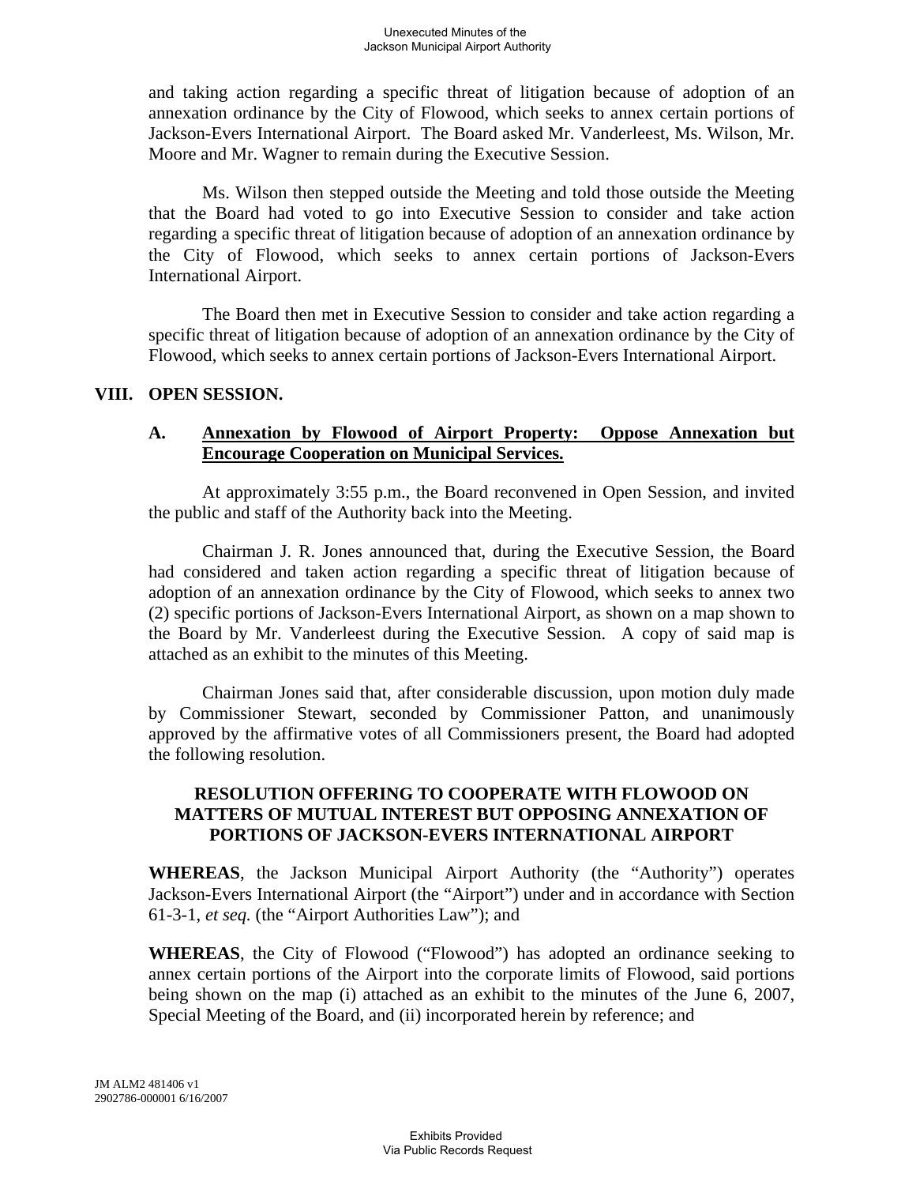and taking action regarding a specific threat of litigation because of adoption of an annexation ordinance by the City of Flowood, which seeks to annex certain portions of Jackson-Evers International Airport. The Board asked Mr. Vanderleest, Ms. Wilson, Mr. Moore and Mr. Wagner to remain during the Executive Session.

Ms. Wilson then stepped outside the Meeting and told those outside the Meeting that the Board had voted to go into Executive Session to consider and take action regarding a specific threat of litigation because of adoption of an annexation ordinance by the City of Flowood, which seeks to annex certain portions of Jackson-Evers International Airport.

The Board then met in Executive Session to consider and take action regarding a specific threat of litigation because of adoption of an annexation ordinance by the City of Flowood, which seeks to annex certain portions of Jackson-Evers International Airport.

## VIII. OPEN SESSION.

### A. Annexation by Flowood of Airport Property: Oppose Annexation but Encourage Cooperation on Municipal Services.

At approximately 3:55 p.m., the Board reconvened in Open Session, and invited the public and staff of the Authority back into the Meeting.

Chairman J. R. Jones announced that, during the Executive Session, the Board had considered and taken action regarding a specific threat of litigation because of adoption of an annexation ordinance by the City of Flowood, which seeks to annex two (2) specific portions of Jackson-Evers International Airport, as shown on a map shown to the Board by Mr. Vanderleest during the Executive Session. A copy of said map is attached as an exhibit to the minutes of this Meeting.

Chairman Jones said that, after considerable discussion, upon motion duly made by Commissioner Stewart, seconded by Commissioner Patton, and unanimously approved by the affirmative votes of all Commissioners present, the Board had adopted the following resolution.

**RESOLUTION OFFERING TO COOPERATE WITH FLOWOOD ON MATTERS OF MUTUAL INTEREST BUT OPPOSING ANNEXATION OF PORTIONS OF JACKSON-EVERS INTERNATIONAL AIRPORT**

**WHEREAS**, the Jackson Municipal Airport Authority (the "Authority") operates Jackson-Evers International Airport (the "Airport") under and in accordance with Section 61-3-1, *et seq.* (the "Airport Authorities Law"); and

**WHEREAS**, the City of Flowood ("Flowood") has adopted an ordinance seeking to annex certain portions of the Airport into the corporate limits of Flowood, said portions being shown on the map (i) attached as an exhibit to the minutes of the June 6, 2007, Special Meeting of the Board, and (ii) incorporated herein by reference; and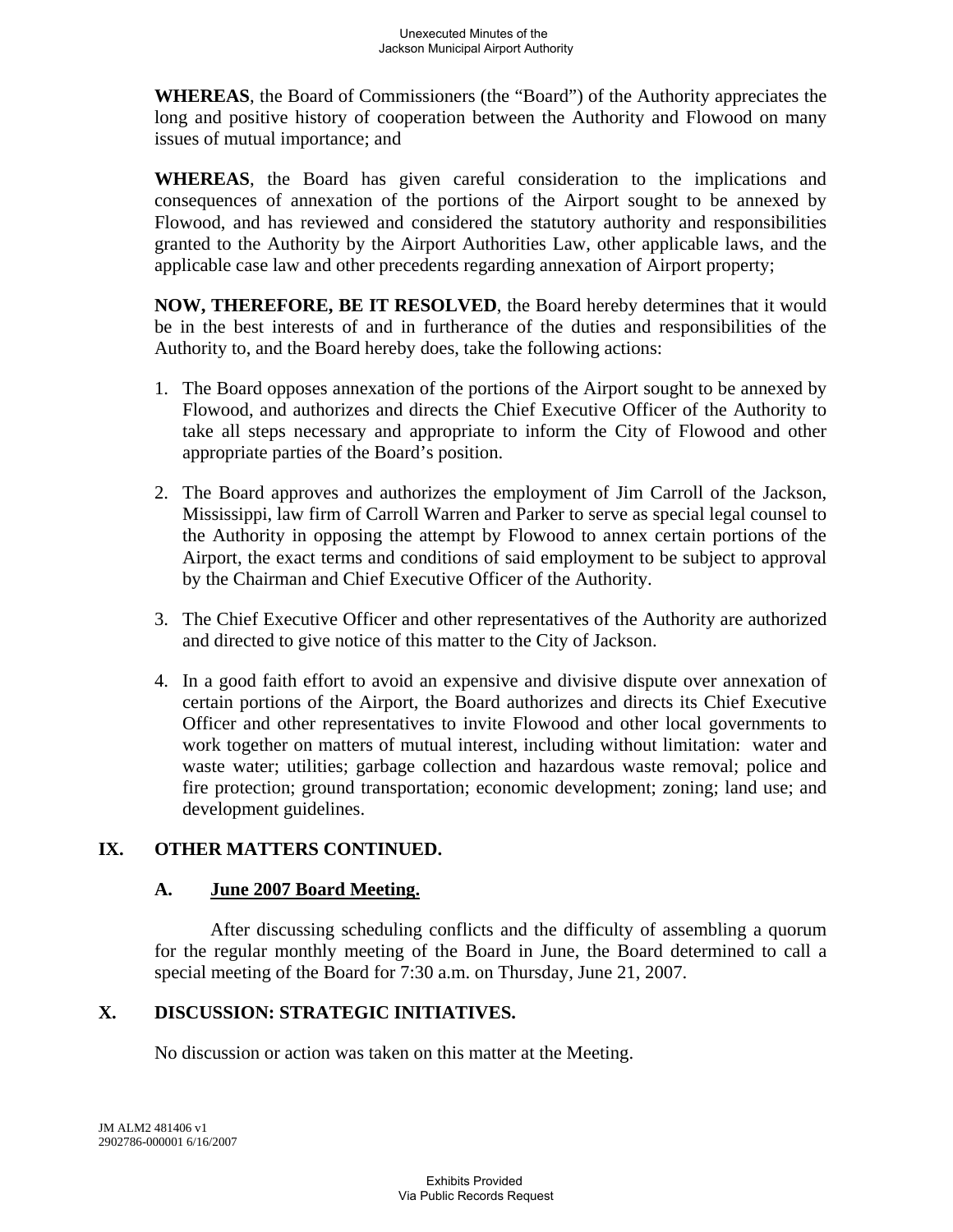**WHEREAS**, the Board of Commissioners (the "Board") of the Authority appreciates the long and positive history of cooperation between the Authority and Flowood on many issues of mutual importance; and

**WHEREAS**, the Board has given careful consideration to the implications and consequences of annexation of the portions of the Airport sought to be annexed by Flowood, and has reviewed and considered the statutory authority and responsibilities granted to the Authority by the Airport Authorities Law, other applicable laws, and the applicable case law and other precedents regarding annexation of Airport property;

**NOW, THEREFORE, BE IT RESOLVED**, the Board hereby determines that it would be in the best interests of and in furtherance of the duties and responsibilities of the Authority to, and the Board hereby does, take the following actions:

1. The Board opposes annexation of the portions of the Airport sought to be annexed by Flowood, and authorizes and directs the Chief Executive Officer of the Authority to take all steps necessary and appropriate to inform the City of Flowood and other appropriate parties of the Board's position.

2. The Board approves and authorizes the employment of Jim Carroll of the Jackson, Mississippi, law firm of Carroll Warren and Parker to serve as special legal counsel to the Authority in opposing the attempt by Flowood to annex certain portions of the Airport, the exact terms and conditions of said employment to be subject to approval by the Chairman and Chief Executive Officer of the Authority.

3. The Chief Executive Officer and other representatives of the Authority are authorized and directed to give notice of this matter to the City of Jackson.

4. In a good faith effort to avoid an expensive and divisive dispute over annexation of certain portions of the Airport, the Board authorizes and directs its Chief Executive Officer and other representatives to invite Flowood and other local governments to work together on matters of mutual interest, including without limitation: water and waste water; utilities; garbage collection and hazardous waste removal; police and fire protection; ground transportation; economic development; zoning; land use; and development guidelines.

## IX. OTHER MATTERS CONTINUED.

### A. June 2007 Board Meeting.

After discussing scheduling conflicts and the difficulty of assembling a quorum for the regular monthly meeting of the Board in June, the Board determined to call a special meeting of the Board for 7:30 a.m. on Thursday, June 21, 2007.

## X. DISCUSSION: STRATEGIC INITIATIVES.

No discussion or action was taken on this matter at the Meeting.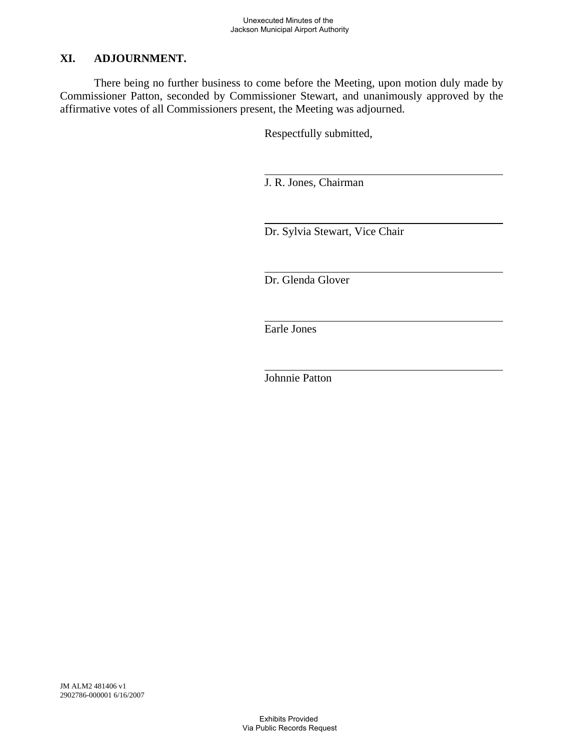## XI. ADJOURNMENT.

There being no further business to come before the Meeting, upon motion duly made by Commissioner Patton, seconded by Commissioner Stewart, and unanimously approved by the affirmative votes of all Commissioners present, the Meeting was adjourned.

Respectfully submitted,

\_\_\_\_\_\_\_\_\_\_\_\_\_\_\_\_\_\_\_\_\_\_\_\_\_\_\_\_\_\_\_\_\_\_\_\_\_\_\_\_

J. R. Jones, Chairman

\_\_\_\_\_\_\_\_\_\_\_\_\_\_\_\_\_\_\_\_\_\_\_\_\_\_\_\_\_\_\_\_\_\_\_\_\_\_\_\_

Dr. Sylvia Stewart, Vice Chair

\_\_\_\_\_\_\_\_\_\_\_\_\_\_\_\_\_\_\_\_\_\_\_\_\_\_\_\_\_\_\_\_\_\_\_\_\_\_\_\_

Dr. Glenda Glover

\_\_\_\_\_\_\_\_\_\_\_\_\_\_\_\_\_\_\_\_\_\_\_\_\_\_\_\_\_\_\_\_\_\_\_\_\_\_\_\_

Earle Jones

\_\_\_\_\_\_\_\_\_\_\_\_\_\_\_\_\_\_\_\_\_\_\_\_\_\_\_\_\_\_\_\_\_\_\_\_\_\_\_\_

Johnnie Patton

JM ALM2 481406 v1
2902786-000001 6/16/2007